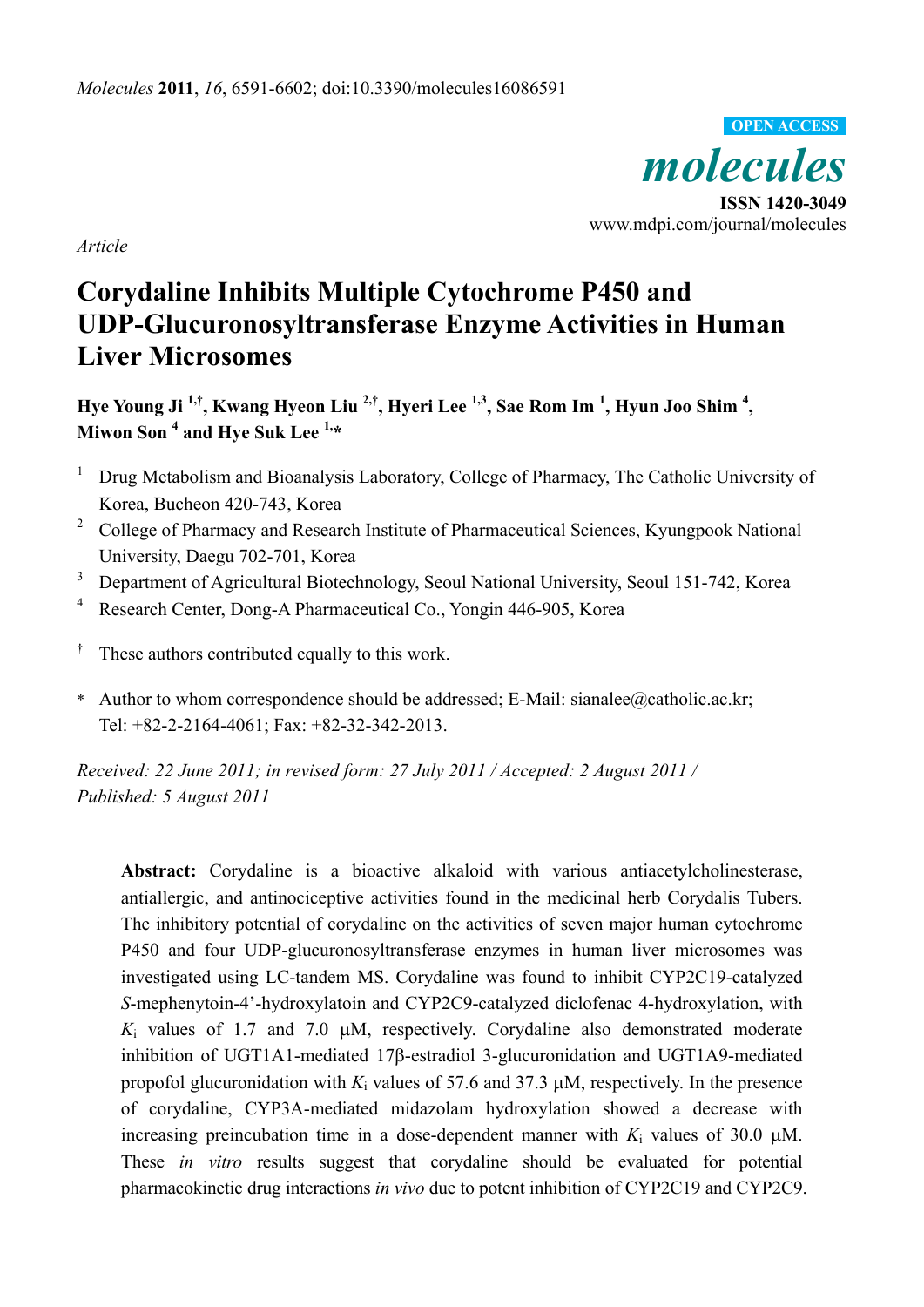*Article*

# Corydaline Inhibits Multiple Cytochrome P450 and UDP-Glucuronosyltransferase Enzyme Activities in Human Liver Microsomes

**Hye Young Ji [1,†], Kwang Hyeon Liu [2,†], Hyeri Lee [1,3], Sae Rom Im [1], Hyun Joo Shim [4], Miwon Son [4] and Hye Suk Lee [1,*]**

[1] Drug Metabolism and Bioanalysis Laboratory, College of Pharmacy, The Catholic University of Korea, Bucheon 420-743, Korea

[2] College of Pharmacy and Research Institute of Pharmaceutical Sciences, Kyungpook National University, Daegu 702-701, Korea

[3] Department of Agricultural Biotechnology, Seoul National University, Seoul 151-742, Korea

[4] Research Center, Dong-A Pharmaceutical Co., Yongin 446-905, Korea

[†] These authors contributed equally to this work.

\* Author to whom correspondence should be addressed; E-Mail: sianalee@catholic.ac.kr; Tel: +82-2-2164-4061; Fax: +82-32-342-2013.

*Received: 22 June 2011; in revised form: 27 July 2011 / Accepted: 2 August 2011 / Published: 5 August 2011*

---

**Abstract:** Corydaline is a bioactive alkaloid with various antiacetylcholinesterase, antiallergic, and antinociceptive activities found in the medicinal herb Corydalis Tubers. The inhibitory potential of corydaline on the activities of seven major human cytochrome P450 and four UDP-glucuronosyltransferase enzymes in human liver microsomes was investigated using LC-tandem MS. Corydaline was found to inhibit CYP2C19-catalyzed *S*-mephenytoin-4'-hydroxylatoin and CYP2C9-catalyzed diclofenac 4-hydroxylation, with $K_i$ values of 1.7 and 7.0 μM, respectively. Corydaline also demonstrated moderate inhibition of UGT1A1-mediated 17β-estradiol 3-glucuronidation and UGT1A9-mediated propofol glucuronidation with $K_i$ values of 57.6 and 37.3 μM, respectively. In the presence of corydaline, CYP3A-mediated midazolam hydroxylation showed a decrease with increasing preincubation time in a dose-dependent manner with $K_i$ values of 30.0 μM. These *in vitro* results suggest that corydaline should be evaluated for potential pharmacokinetic drug interactions *in vivo* due to potent inhibition of CYP2C19 and CYP2C9.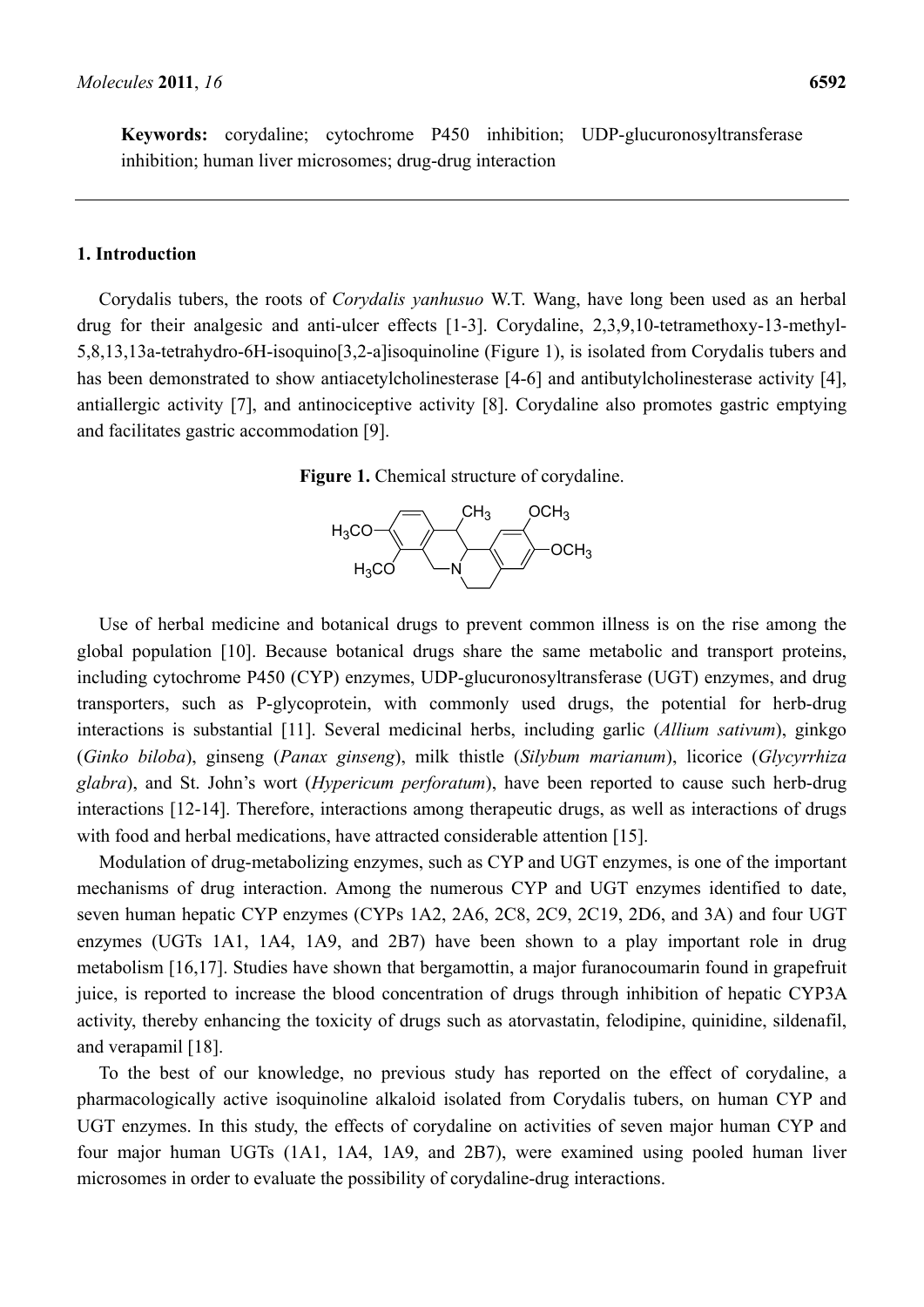**Keywords:** corydaline; cytochrome P450 inhibition; UDP-glucuronosyltransferase inhibition; human liver microsomes; drug-drug interaction

## 1. Introduction

Corydalis tubers, the roots of *Corydalis yanhusuo* W.T. Wang, have long been used as an herbal drug for their analgesic and anti-ulcer effects [1-3]. Corydaline, 2,3,9,10-tetramethoxy-13-methyl-5,8,13,13a-tetrahydro-6H-isoquino[3,2-a]isoquinoline (Figure 1), is isolated from Corydalis tubers and has been demonstrated to show antiacetylcholinesterase [4-6] and antibutylcholinesterase activity [4], antiallergic activity [7], and antinociceptive activity [8]. Corydaline also promotes gastric emptying and facilitates gastric accommodation [9].

**Figure 1.** Chemical structure of corydaline.

Use of herbal medicine and botanical drugs to prevent common illness is on the rise among the global population [10]. Because botanical drugs share the same metabolic and transport proteins, including cytochrome P450 (CYP) enzymes, UDP-glucuronosyltransferase (UGT) enzymes, and drug transporters, such as P-glycoprotein, with commonly used drugs, the potential for herb-drug interactions is substantial [11]. Several medicinal herbs, including garlic (*Allium sativum*), ginkgo (*Ginko biloba*), ginseng (*Panax ginseng*), milk thistle (*Silybum marianum*), licorice (*Glycyrrhiza glabra*), and St. John's wort (*Hypericum perforatum*), have been reported to cause such herb-drug interactions [12-14]. Therefore, interactions among therapeutic drugs, as well as interactions of drugs with food and herbal medications, have attracted considerable attention [15].

Modulation of drug-metabolizing enzymes, such as CYP and UGT enzymes, is one of the important mechanisms of drug interaction. Among the numerous CYP and UGT enzymes identified to date, seven human hepatic CYP enzymes (CYPs 1A2, 2A6, 2C8, 2C9, 2C19, 2D6, and 3A) and four UGT enzymes (UGTs 1A1, 1A4, 1A9, and 2B7) have been shown to a play important role in drug metabolism [16,17]. Studies have shown that bergamottin, a major furanocoumarin found in grapefruit juice, is reported to increase the blood concentration of drugs through inhibition of hepatic CYP3A activity, thereby enhancing the toxicity of drugs such as atorvastatin, felodipine, quinidine, sildenafil, and verapamil [18].

To the best of our knowledge, no previous study has reported on the effect of corydaline, a pharmacologically active isoquinoline alkaloid isolated from Corydalis tubers, on human CYP and UGT enzymes. In this study, the effects of corydaline on activities of seven major human CYP and four major human UGTs (1A1, 1A4, 1A9, and 2B7), were examined using pooled human liver microsomes in order to evaluate the possibility of corydaline-drug interactions.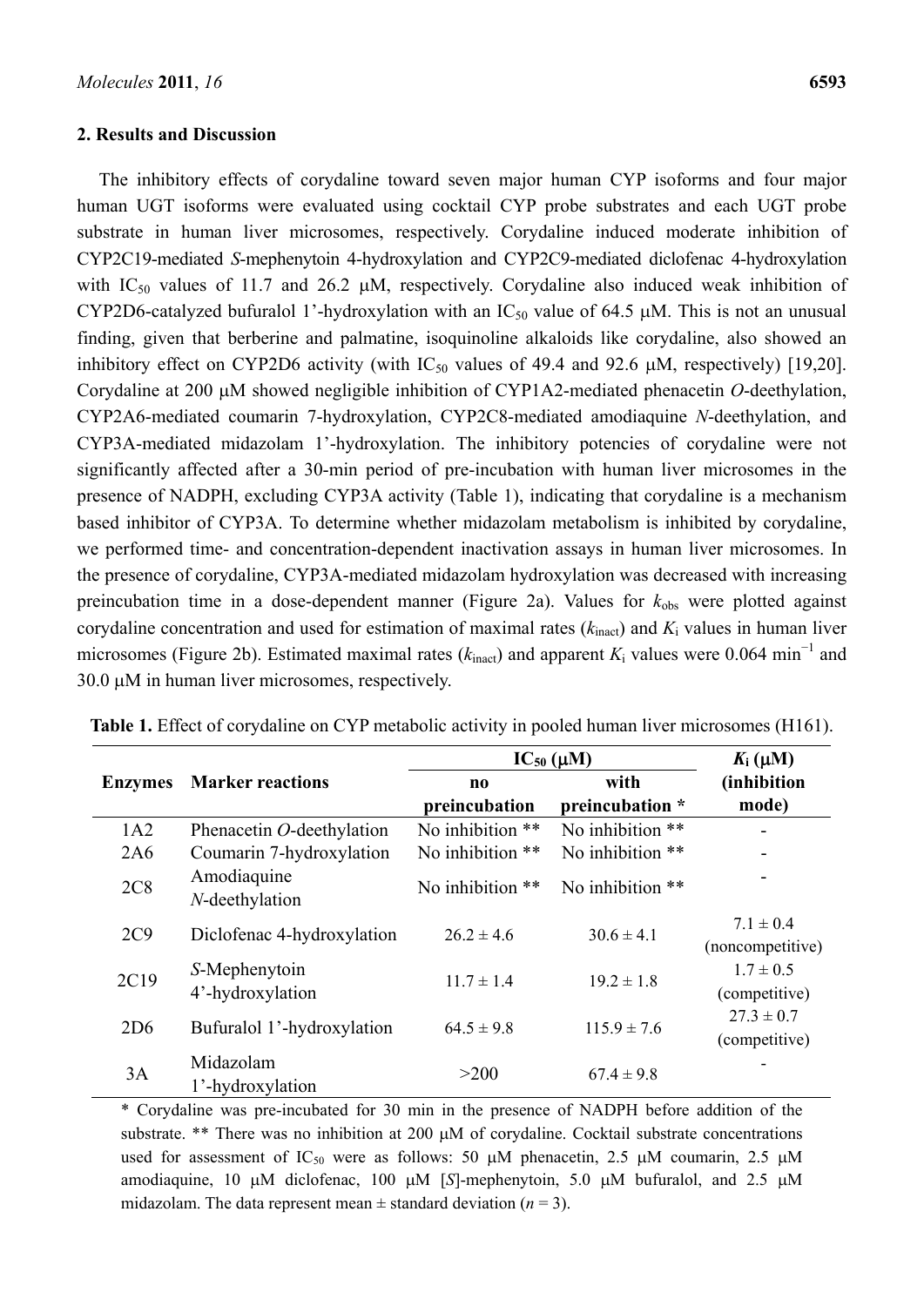## 2. Results and Discussion

The inhibitory effects of corydaline toward seven major human CYP isoforms and four major human UGT isoforms were evaluated using cocktail CYP probe substrates and each UGT probe substrate in human liver microsomes, respectively. Corydaline induced moderate inhibition of CYP2C19-mediated *S*-mephenytoin 4-hydroxylation and CYP2C9-mediated diclofenac 4-hydroxylation with $IC_{50}$ values of 11.7 and 26.2 μM, respectively. Corydaline also induced weak inhibition of CYP2D6-catalyzed bufuralol 1'-hydroxylation with an $IC_{50}$ value of 64.5 μM. This is not an unusual finding, given that berberine and palmatine, isoquinoline alkaloids like corydaline, also showed an inhibitory effect on CYP2D6 activity (with $IC_{50}$ values of 49.4 and 92.6 μM, respectively) [19,20]. Corydaline at 200 μM showed negligible inhibition of CYP1A2-mediated phenacetin *O*-deethylation, CYP2A6-mediated coumarin 7-hydroxylation, CYP2C8-mediated amodiaquine *N*-deethylation, and CYP3A-mediated midazolam 1'-hydroxylation. The inhibitory potencies of corydaline were not significantly affected after a 30-min period of pre-incubation with human liver microsomes in the presence of NADPH, excluding CYP3A activity (Table 1), indicating that corydaline is a mechanism based inhibitor of CYP3A. To determine whether midazolam metabolism is inhibited by corydaline, we performed time- and concentration-dependent inactivation assays in human liver microsomes. In the presence of corydaline, CYP3A-mediated midazolam hydroxylation was decreased with increasing preincubation time in a dose-dependent manner (Figure 2a). Values for $k_{obs}$ were plotted against corydaline concentration and used for estimation of maximal rates ($k_{inact}$) and $K_i$ values in human liver microsomes (Figure 2b). Estimated maximal rates ($k_{inact}$) and apparent $K_i$ values were 0.064 $min^{-1}$ and 30.0 μM in human liver microsomes, respectively.

**Table 1.** Effect of corydaline on CYP metabolic activity in pooled human liver microsomes (H161).

| Enzymes | Marker reactions | $IC_{50}$ (μM) no preincubation | $IC_{50}$ (μM) with preincubation * | $K_i$ (μM) (inhibition mode) |
|---|---|---|---|---|
| 1A2 | Phenacetin *O*-deethylation | No inhibition ** | No inhibition ** | - |
| 2A6 | Coumarin 7-hydroxylation | No inhibition ** | No inhibition ** | - |
| 2C8 | Amodiaquine *N*-deethylation | No inhibition ** | No inhibition ** | - |
| 2C9 | Diclofenac 4-hydroxylation | 26.2 ± 4.6 | 30.6 ± 4.1 | 7.1 ± 0.4 (noncompetitive) |
| 2C19 | *S*-Mephenytoin 4'-hydroxylation | 11.7 ± 1.4 | 19.2 ± 1.8 | 1.7 ± 0.5 (competitive) |
| 2D6 | Bufuralol 1'-hydroxylation | 64.5 ± 9.8 | 115.9 ± 7.6 | 27.3 ± 0.7 (competitive) |
| 3A | Midazolam 1'-hydroxylation | >200 | 67.4 ± 9.8 | - |

\* Corydaline was pre-incubated for 30 min in the presence of NADPH before addition of the substrate. ** There was no inhibition at 200 μM of corydaline. Cocktail substrate concentrations used for assessment of $IC_{50}$ were as follows: 50 μM phenacetin, 2.5 μM coumarin, 2.5 μM amodiaquine, 10 μM diclofenac, 100 μM [*S*]-mephenytoin, 5.0 μM bufuralol, and 2.5 μM midazolam. The data represent mean ± standard deviation ($n = 3$).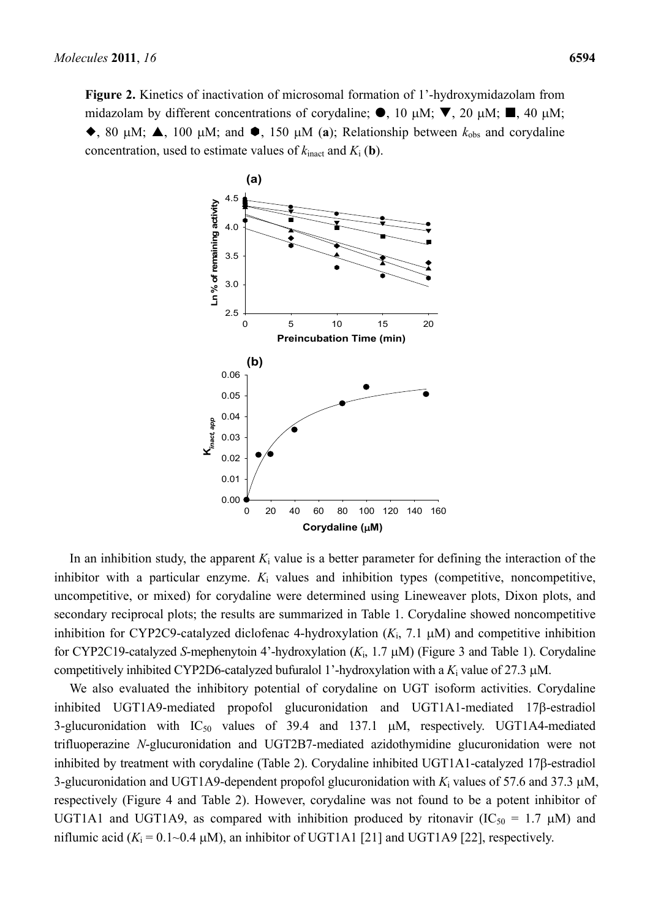**Figure 2.** Kinetics of inactivation of microsomal formation of 1'-hydroxymidazolam from midazolam by different concentrations of corydaline; ●, 10 μM; ▼, 20 μM; ■, 40 μM; ◆, 80 μM; ▲, 100 μM; and ⬢, 150 μM (**a**); Relationship between $k_{obs}$ and corydaline concentration, used to estimate values of $k_{inact}$ and $K_i$ (**b**).

In an inhibition study, the apparent $K_i$ value is a better parameter for defining the interaction of the inhibitor with a particular enzyme. $K_i$ values and inhibition types (competitive, noncompetitive, uncompetitive, or mixed) for corydaline were determined using Lineweaver plots, Dixon plots, and secondary reciprocal plots; the results are summarized in Table 1. Corydaline showed noncompetitive inhibition for CYP2C9-catalyzed diclofenac 4-hydroxylation ($K_i$, 7.1 μM) and competitive inhibition for CYP2C19-catalyzed *S*-mephenytoin 4'-hydroxylation ($K_i$, 1.7 μM) (Figure 3 and Table 1). Corydaline competitively inhibited CYP2D6-catalyzed bufuralol 1'-hydroxylation with a $K_i$ value of 27.3 μM.

We also evaluated the inhibitory potential of corydaline on UGT isoform activities. Corydaline inhibited UGT1A9-mediated propofol glucuronidation and UGT1A1-mediated 17β-estradiol 3-glucuronidation with $IC_{50}$ values of 39.4 and 137.1 μM, respectively. UGT1A4-mediated trifluoperazine *N*-glucuronidation and UGT2B7-mediated azidothymidine glucuronidation were not inhibited by treatment with corydaline (Table 2). Corydaline inhibited UGT1A1-catalyzed 17β-estradiol 3-glucuronidation and UGT1A9-dependent propofol glucuronidation with $K_i$ values of 57.6 and 37.3 μM, respectively (Figure 4 and Table 2). However, corydaline was not found to be a potent inhibitor of UGT1A1 and UGT1A9, as compared with inhibition produced by ritonavir ($IC_{50}$ = 1.7 μM) and niflumic acid ($K_i$ = 0.1~0.4 μM), an inhibitor of UGT1A1 [21] and UGT1A9 [22], respectively.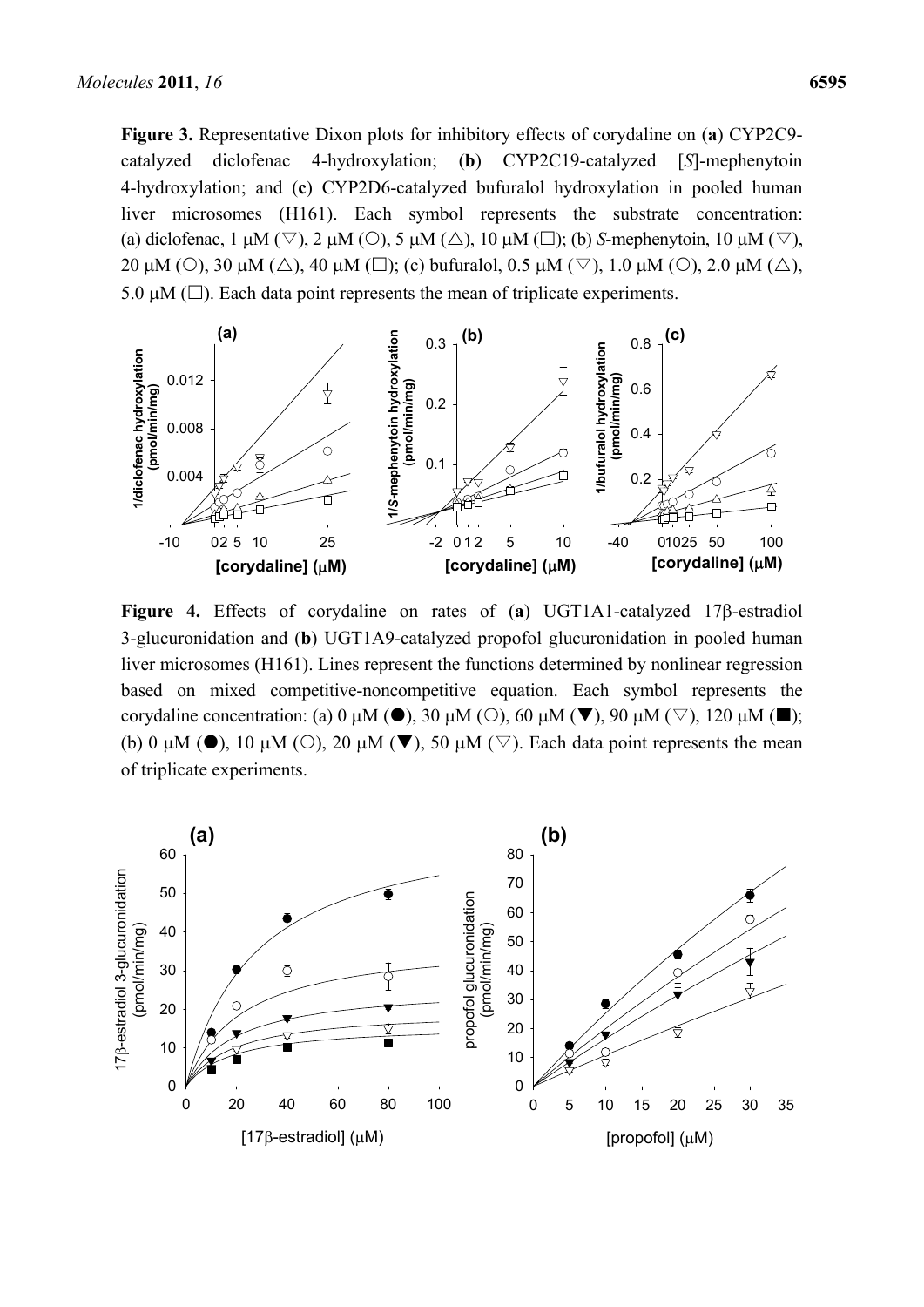**Figure 3.** Representative Dixon plots for inhibitory effects of corydaline on (**a**) CYP2C9-catalyzed diclofenac 4-hydroxylation; (**b**) CYP2C19-catalyzed [*S*]-mephenytoin 4-hydroxylation; and (**c**) CYP2D6-catalyzed bufuralol hydroxylation in pooled human liver microsomes (H161). Each symbol represents the substrate concentration: (a) diclofenac, 1 μM (▽), 2 μM (○), 5 μM (△), 10 μM (□); (b) *S*-mephenytoin, 10 μM (▽), 20 μM (○), 30 μM (△), 40 μM (□); (c) bufuralol, 0.5 μM (▽), 1.0 μM (○), 2.0 μM (△), 5.0 μM (□). Each data point represents the mean of triplicate experiments.

**Figure 4.** Effects of corydaline on rates of (**a**) UGT1A1-catalyzed 17β-estradiol 3-glucuronidation and (**b**) UGT1A9-catalyzed propofol glucuronidation in pooled human liver microsomes (H161). Lines represent the functions determined by nonlinear regression based on mixed competitive-noncompetitive equation. Each symbol represents the corydaline concentration: (a) 0 μM (●), 30 μM (○), 60 μM (▼), 90 μM (▽), 120 μM (■); (b) 0 μM (●), 10 μM (○), 20 μM (▼), 50 μM (▽). Each data point represents the mean of triplicate experiments.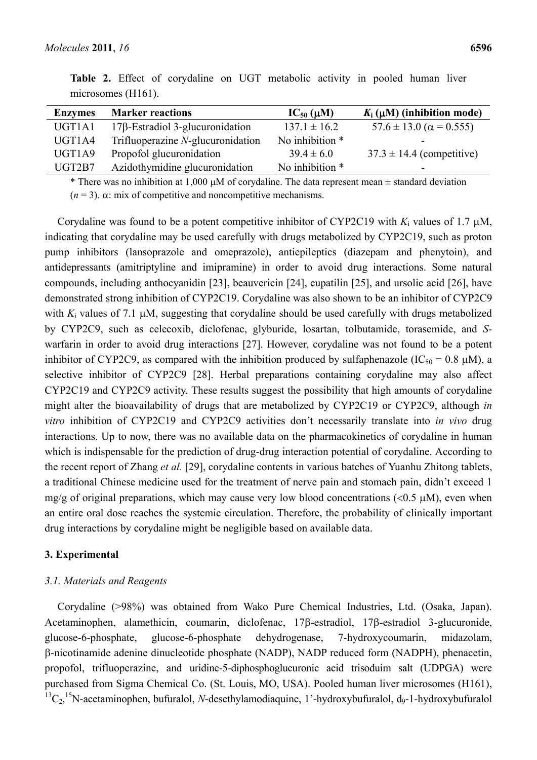**Table 2.** Effect of corydaline on UGT metabolic activity in pooled human liver microsomes (H161).

| Enzymes | Marker reactions | $IC_{50}$ (μM) | $K_i$ (μM) (inhibition mode) |
|---|---|---|---|
| UGT1A1 | 17β-Estradiol 3-glucuronidation | 137.1 ± 16.2 | 57.6 ± 13.0 (α = 0.555) |
| UGT1A4 | Trifluoperazine *N*-glucuronidation | No inhibition * | - |
| UGT1A9 | Propofol glucuronidation | 39.4 ± 6.0 | 37.3 ± 14.4 (competitive) |
| UGT2B7 | Azidothymidine glucuronidation | No inhibition * | - |

* There was no inhibition at 1,000 μM of corydaline. The data represent mean ± standard deviation ($n$ = 3). α: mix of competitive and noncompetitive mechanisms.

Corydaline was found to be a potent competitive inhibitor of CYP2C19 with $K_i$ values of 1.7 μM, indicating that corydaline may be used carefully with drugs metabolized by CYP2C19, such as proton pump inhibitors (lansoprazole and omeprazole), antiepileptics (diazepam and phenytoin), and antidepressants (amitriptyline and imipramine) in order to avoid drug interactions. Some natural compounds, including anthocyanidin [23], beauvericin [24], eupatilin [25], and ursolic acid [26], have demonstrated strong inhibition of CYP2C19. Corydaline was also shown to be an inhibitor of CYP2C9 with $K_i$ values of 7.1 μM, suggesting that corydaline should be used carefully with drugs metabolized by CYP2C9, such as celecoxib, diclofenac, glyburide, losartan, tolbutamide, torasemide, and *S*-warfarin in order to avoid drug interactions [27]. However, corydaline was not found to be a potent inhibitor of CYP2C9, as compared with the inhibition produced by sulfaphenazole ($IC_{50}$ = 0.8 μM), a selective inhibitor of CYP2C9 [28]. Herbal preparations containing corydaline may also affect CYP2C19 and CYP2C9 activity. These results suggest the possibility that high amounts of corydaline might alter the bioavailability of drugs that are metabolized by CYP2C19 or CYP2C9, although *in vitro* inhibition of CYP2C19 and CYP2C9 activities don't necessarily translate into *in vivo* drug interactions. Up to now, there was no available data on the pharmacokinetics of corydaline in human which is indispensable for the prediction of drug-drug interaction potential of corydaline. According to the recent report of Zhang *et al.* [29], corydaline contents in various batches of Yuanhu Zhitong tablets, a traditional Chinese medicine used for the treatment of nerve pain and stomach pain, didn't exceed 1 mg/g of original preparations, which may cause very low blood concentrations (<0.5 μM), even when an entire oral dose reaches the systemic circulation. Therefore, the probability of clinically important drug interactions by corydaline might be negligible based on available data.

## 3. Experimental

### 3.1. Materials and Reagents

Corydaline (>98%) was obtained from Wako Pure Chemical Industries, Ltd. (Osaka, Japan). Acetaminophen, alamethicin, coumarin, diclofenac, 17β-estradiol, 17β-estradiol 3-glucuronide, glucose-6-phosphate, glucose-6-phosphate dehydrogenase, 7-hydroxycoumarin, midazolam, β-nicotinamide adenine dinucleotide phosphate (NADP), NADP reduced form (NADPH), phenacetin, propofol, trifluoperazine, and uridine-5-diphosphoglucuronic acid trisoduim salt (UDPGA) were purchased from Sigma Chemical Co. (St. Louis, MO, USA). Pooled human liver microsomes (H161), $^{13}C_2$,$^{15}N$-acetaminophen, bufuralol, *N*-desethylamodiaquine, 1'-hydroxybufuralol, $d_9$-1-hydroxybufuralol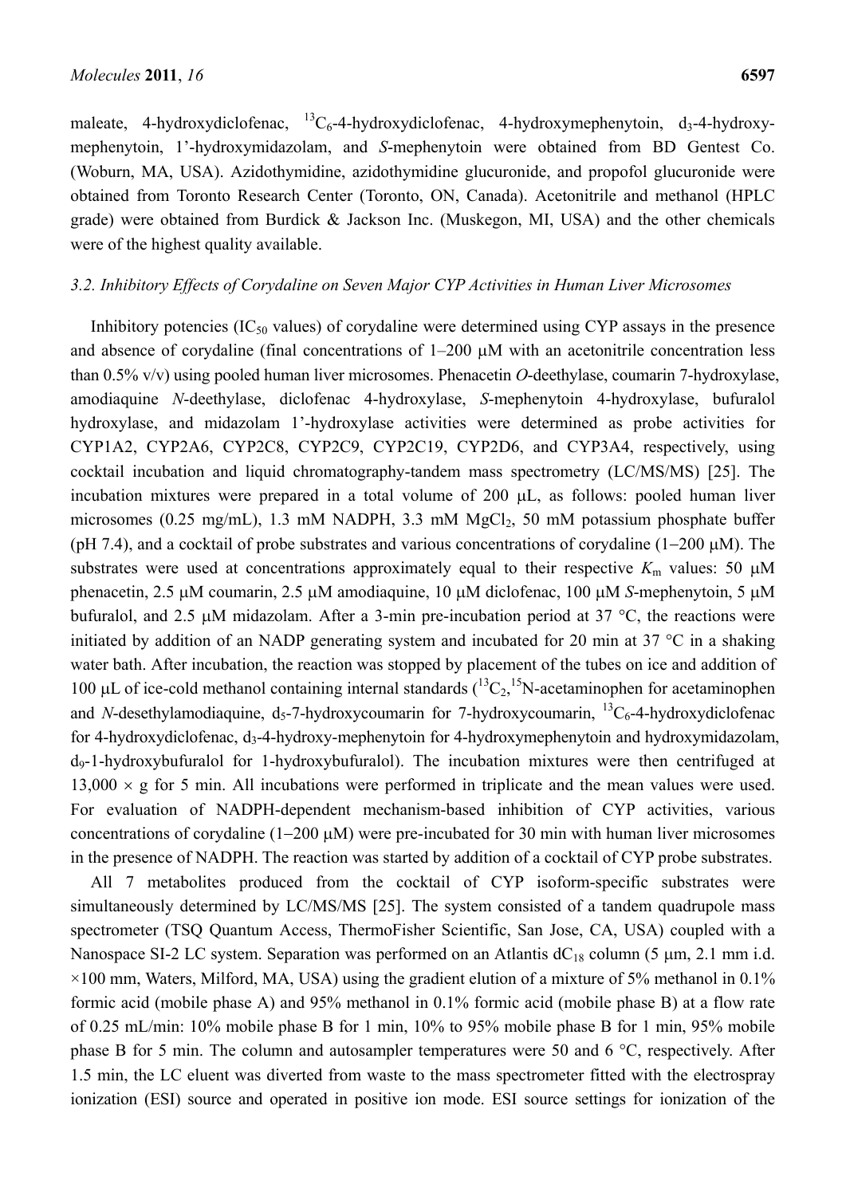maleate, 4-hydroxydiclofenac, $^{13}C_6$-4-hydroxydiclofenac, 4-hydroxymephenytoin, $d_3$-4-hydroxy-mephenytoin, 1'-hydroxymidazolam, and *S*-mephenytoin were obtained from BD Gentest Co. (Woburn, MA, USA). Azidothymidine, azidothymidine glucuronide, and propofol glucuronide were obtained from Toronto Research Center (Toronto, ON, Canada). Acetonitrile and methanol (HPLC grade) were obtained from Burdick & Jackson Inc. (Muskegon, MI, USA) and the other chemicals were of the highest quality available.

### 3.2. Inhibitory Effects of Corydaline on Seven Major CYP Activities in Human Liver Microsomes

Inhibitory potencies ($IC_{50}$ values) of corydaline were determined using CYP assays in the presence and absence of corydaline (final concentrations of 1–200 μM with an acetonitrile concentration less than 0.5% v/v) using pooled human liver microsomes. Phenacetin *O*-deethylase, coumarin 7-hydroxylase, amodiaquine *N*-deethylase, diclofenac 4-hydroxylase, *S*-mephenytoin 4-hydroxylase, bufuralol hydroxylase, and midazolam 1'-hydroxylase activities were determined as probe activities for CYP1A2, CYP2A6, CYP2C8, CYP2C9, CYP2C19, CYP2D6, and CYP3A4, respectively, using cocktail incubation and liquid chromatography-tandem mass spectrometry (LC/MS/MS) [25]. The incubation mixtures were prepared in a total volume of 200 μL, as follows: pooled human liver microsomes (0.25 mg/mL), 1.3 mM NADPH, 3.3 mM $MgCl_2$, 50 mM potassium phosphate buffer (pH 7.4), and a cocktail of probe substrates and various concentrations of corydaline (1−200 μM). The substrates were used at concentrations approximately equal to their respective $K_m$ values: 50 μM phenacetin, 2.5 μM coumarin, 2.5 μM amodiaquine, 10 μM diclofenac, 100 μM *S*-mephenytoin, 5 μM bufuralol, and 2.5 μM midazolam. After a 3-min pre-incubation period at 37 °C, the reactions were initiated by addition of an NADP generating system and incubated for 20 min at 37 °C in a shaking water bath. After incubation, the reaction was stopped by placement of the tubes on ice and addition of 100 μL of ice-cold methanol containing internal standards ($^{13}C_2$,$^{15}N$-acetaminophen for acetaminophen and *N*-desethylamodiaquine, $d_5$-7-hydroxycoumarin for 7-hydroxycoumarin, $^{13}C_6$-4-hydroxydiclofenac for 4-hydroxydiclofenac, $d_3$-4-hydroxy-mephenytoin for 4-hydroxymephenytoin and hydroxymidazolam, $d_9$-1-hydroxybufuralol for 1-hydroxybufuralol). The incubation mixtures were then centrifuged at 13,000 × g for 5 min. All incubations were performed in triplicate and the mean values were used. For evaluation of NADPH-dependent mechanism-based inhibition of CYP activities, various concentrations of corydaline (1−200 μM) were pre-incubated for 30 min with human liver microsomes in the presence of NADPH. The reaction was started by addition of a cocktail of CYP probe substrates.

All 7 metabolites produced from the cocktail of CYP isoform-specific substrates were simultaneously determined by LC/MS/MS [25]. The system consisted of a tandem quadrupole mass spectrometer (TSQ Quantum Access, ThermoFisher Scientific, San Jose, CA, USA) coupled with a Nanospace SI-2 LC system. Separation was performed on an Atlantis $dC_{18}$ column (5 μm, 2.1 mm i.d. ×100 mm, Waters, Milford, MA, USA) using the gradient elution of a mixture of 5% methanol in 0.1% formic acid (mobile phase A) and 95% methanol in 0.1% formic acid (mobile phase B) at a flow rate of 0.25 mL/min: 10% mobile phase B for 1 min, 10% to 95% mobile phase B for 1 min, 95% mobile phase B for 5 min. The column and autosampler temperatures were 50 and 6 °C, respectively. After 1.5 min, the LC eluent was diverted from waste to the mass spectrometer fitted with the electrospray ionization (ESI) source and operated in positive ion mode. ESI source settings for ionization of the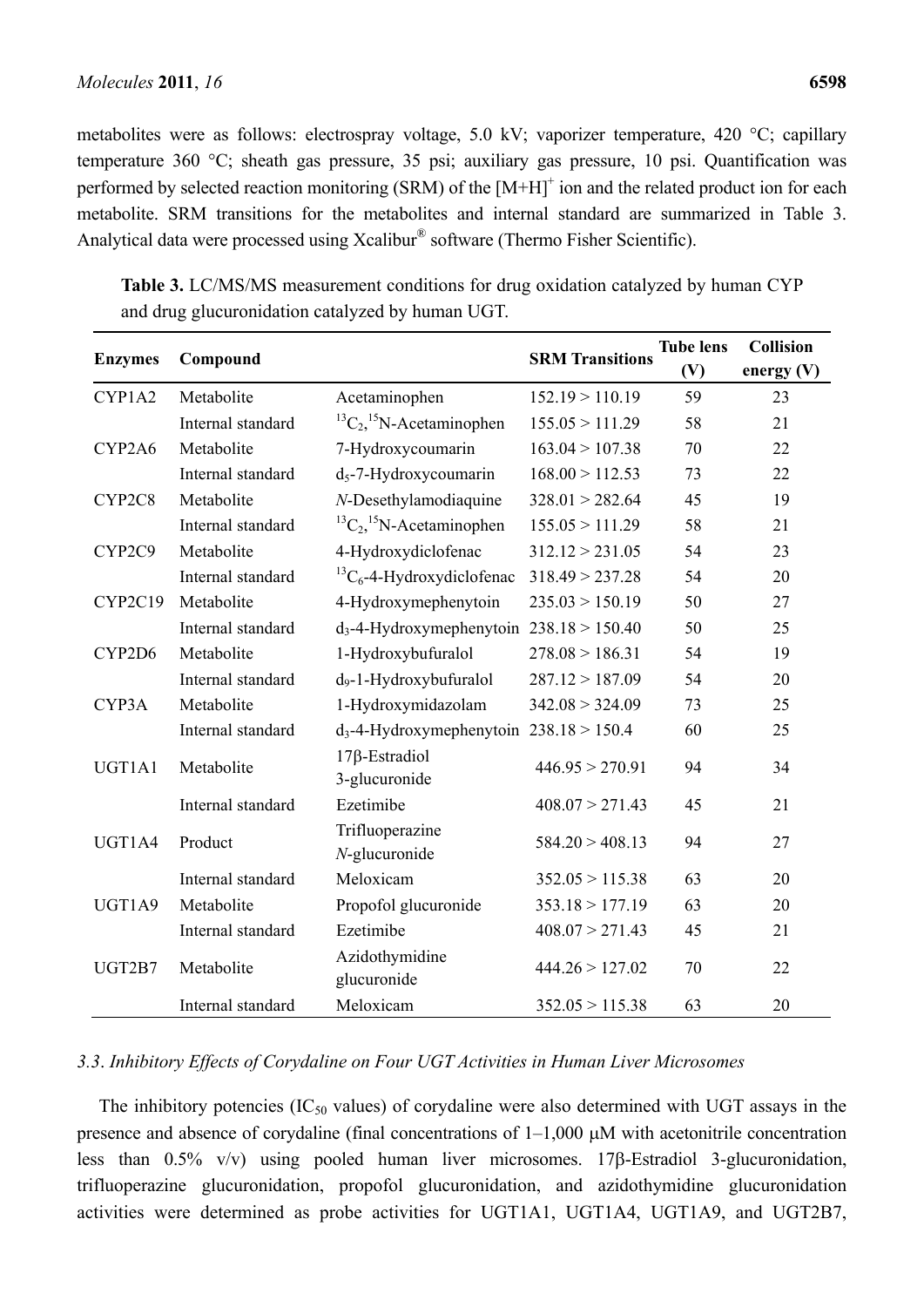metabolites were as follows: electrospray voltage, 5.0 kV; vaporizer temperature, 420 °C; capillary temperature 360 °C; sheath gas pressure, 35 psi; auxiliary gas pressure, 10 psi. Quantification was performed by selected reaction monitoring (SRM) of the $[M+H]^+$ ion and the related product ion for each metabolite. SRM transitions for the metabolites and internal standard are summarized in Table 3. Analytical data were processed using Xcalibur® software (Thermo Fisher Scientific).

**Table 3.** LC/MS/MS measurement conditions for drug oxidation catalyzed by human CYP and drug glucuronidation catalyzed by human UGT.

| Enzymes | Compound | | SRM Transitions | Tube lens (V) | Collision energy (V) |
|---|---|---|---|---|---|
| CYP1A2 | Metabolite | Acetaminophen | 152.19 > 110.19 | 59 | 23 |
| | Internal standard | $^{13}C_2$,$^{15}N$-Acetaminophen | 155.05 > 111.29 | 58 | 21 |
| CYP2A6 | Metabolite | 7-Hydroxycoumarin | 163.04 > 107.38 | 70 | 22 |
| | Internal standard | $d_5$-7-Hydroxycoumarin | 168.00 > 112.53 | 73 | 22 |
| CYP2C8 | Metabolite | *N*-Desethylamodiaquine | 328.01 > 282.64 | 45 | 19 |
| | Internal standard | $^{13}C_2$,$^{15}N$-Acetaminophen | 155.05 > 111.29 | 58 | 21 |
| CYP2C9 | Metabolite | 4-Hydroxydiclofenac | 312.12 > 231.05 | 54 | 23 |
| | Internal standard | $^{13}C_6$-4-Hydroxydiclofenac | 318.49 > 237.28 | 54 | 20 |
| CYP2C19 | Metabolite | 4-Hydroxymephenytoin | 235.03 > 150.19 | 50 | 27 |
| | Internal standard | $d_3$-4-Hydroxymephenytoin | 238.18 > 150.40 | 50 | 25 |
| CYP2D6 | Metabolite | 1-Hydroxybufuralol | 278.08 > 186.31 | 54 | 19 |
| | Internal standard | $d_9$-1-Hydroxybufuralol | 287.12 > 187.09 | 54 | 20 |
| CYP3A | Metabolite | 1-Hydroxymidazolam | 342.08 > 324.09 | 73 | 25 |
| | Internal standard | $d_3$-4-Hydroxymephenytoin | 238.18 > 150.4 | 60 | 25 |
| UGT1A1 | Metabolite | 17β-Estradiol 3-glucuronide | 446.95 > 270.91 | 94 | 34 |
| | Internal standard | Ezetimibe | 408.07 > 271.43 | 45 | 21 |
| UGT1A4 | Product | Trifluoperazine *N*-glucuronide | 584.20 > 408.13 | 94 | 27 |
| | Internal standard | Meloxicam | 352.05 > 115.38 | 63 | 20 |
| UGT1A9 | Metabolite | Propofol glucuronide | 353.18 > 177.19 | 63 | 20 |
| | Internal standard | Ezetimibe | 408.07 > 271.43 | 45 | 21 |
| UGT2B7 | Metabolite | Azidothymidine glucuronide | 444.26 > 127.02 | 70 | 22 |
| | Internal standard | Meloxicam | 352.05 > 115.38 | 63 | 20 |

### *3.3. Inhibitory Effects of Corydaline on Four UGT Activities in Human Liver Microsomes*

The inhibitory potencies ($IC_{50}$ values) of corydaline were also determined with UGT assays in the presence and absence of corydaline (final concentrations of 1–1,000 μM with acetonitrile concentration less than 0.5% v/v) using pooled human liver microsomes. 17β-Estradiol 3-glucuronidation, trifluoperazine glucuronidation, propofol glucuronidation, and azidothymidine glucuronidation activities were determined as probe activities for UGT1A1, UGT1A4, UGT1A9, and UGT2B7,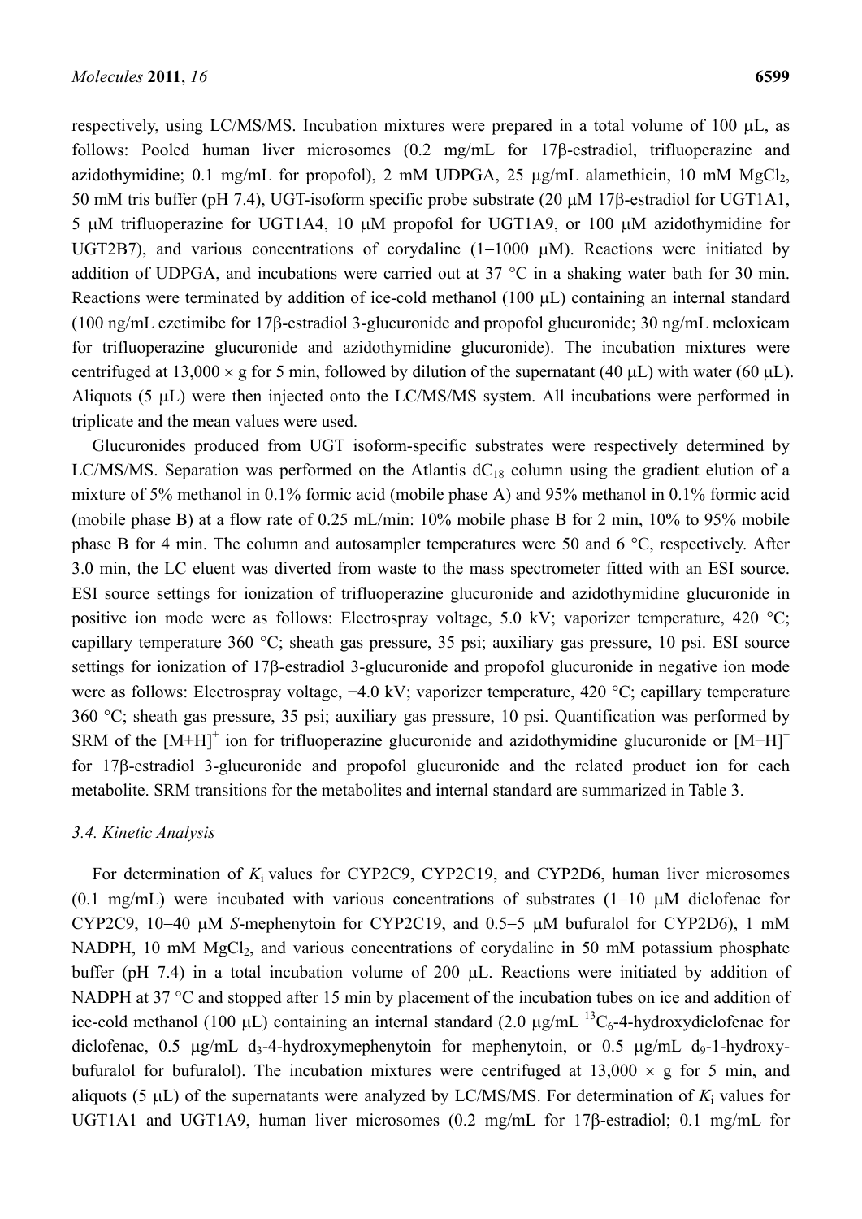respectively, using LC/MS/MS. Incubation mixtures were prepared in a total volume of 100 μL, as follows: Pooled human liver microsomes (0.2 mg/mL for 17β-estradiol, trifluoperazine and azidothymidine; 0.1 mg/mL for propofol), 2 mM UDPGA, 25 μg/mL alamethicin, 10 mM $MgCl_2$, 50 mM tris buffer (pH 7.4), UGT-isoform specific probe substrate (20 μM 17β-estradiol for UGT1A1, 5 μM trifluoperazine for UGT1A4, 10 μM propofol for UGT1A9, or 100 μM azidothymidine for UGT2B7), and various concentrations of corydaline (1−1000 μM). Reactions were initiated by addition of UDPGA, and incubations were carried out at 37 °C in a shaking water bath for 30 min. Reactions were terminated by addition of ice-cold methanol (100 μL) containing an internal standard (100 ng/mL ezetimibe for 17β-estradiol 3-glucuronide and propofol glucuronide; 30 ng/mL meloxicam for trifluoperazine glucuronide and azidothymidine glucuronide). The incubation mixtures were centrifuged at 13,000 × g for 5 min, followed by dilution of the supernatant (40 μL) with water (60 μL). Aliquots (5 μL) were then injected onto the LC/MS/MS system. All incubations were performed in triplicate and the mean values were used.

Glucuronides produced from UGT isoform-specific substrates were respectively determined by LC/MS/MS. Separation was performed on the Atlantis $dC_{18}$ column using the gradient elution of a mixture of 5% methanol in 0.1% formic acid (mobile phase A) and 95% methanol in 0.1% formic acid (mobile phase B) at a flow rate of 0.25 mL/min: 10% mobile phase B for 2 min, 10% to 95% mobile phase B for 4 min. The column and autosampler temperatures were 50 and 6 °C, respectively. After 3.0 min, the LC eluent was diverted from waste to the mass spectrometer fitted with an ESI source. ESI source settings for ionization of trifluoperazine glucuronide and azidothymidine glucuronide in positive ion mode were as follows: Electrospray voltage, 5.0 kV; vaporizer temperature, 420 °C; capillary temperature 360 °C; sheath gas pressure, 35 psi; auxiliary gas pressure, 10 psi. ESI source settings for ionization of 17β-estradiol 3-glucuronide and propofol glucuronide in negative ion mode were as follows: Electrospray voltage, −4.0 kV; vaporizer temperature, 420 °C; capillary temperature 360 °C; sheath gas pressure, 35 psi; auxiliary gas pressure, 10 psi. Quantification was performed by SRM of the $[M+H]^+$ ion for trifluoperazine glucuronide and azidothymidine glucuronide or $[M-H]^-$ for 17β-estradiol 3-glucuronide and propofol glucuronide and the related product ion for each metabolite. SRM transitions for the metabolites and internal standard are summarized in Table 3.

### 3.4. Kinetic Analysis

For determination of $K_i$ values for CYP2C9, CYP2C19, and CYP2D6, human liver microsomes (0.1 mg/mL) were incubated with various concentrations of substrates (1−10 μM diclofenac for CYP2C9, 10−40 μM *S*-mephenytoin for CYP2C19, and 0.5−5 μM bufuralol for CYP2D6), 1 mM NADPH, 10 mM $MgCl_2$, and various concentrations of corydaline in 50 mM potassium phosphate buffer (pH 7.4) in a total incubation volume of 200 μL. Reactions were initiated by addition of NADPH at 37 °C and stopped after 15 min by placement of the incubation tubes on ice and addition of ice-cold methanol (100 μL) containing an internal standard (2.0 μg/mL $^{13}C_6$-4-hydroxydiclofenac for diclofenac, 0.5 μg/mL $d_3$-4-hydroxymephenytoin for mephenytoin, or 0.5 μg/mL $d_9$-1-hydroxy-bufuralol for bufuralol). The incubation mixtures were centrifuged at 13,000 × g for 5 min, and aliquots (5 μL) of the supernatants were analyzed by LC/MS/MS. For determination of $K_i$ values for UGT1A1 and UGT1A9, human liver microsomes (0.2 mg/mL for 17β-estradiol; 0.1 mg/mL for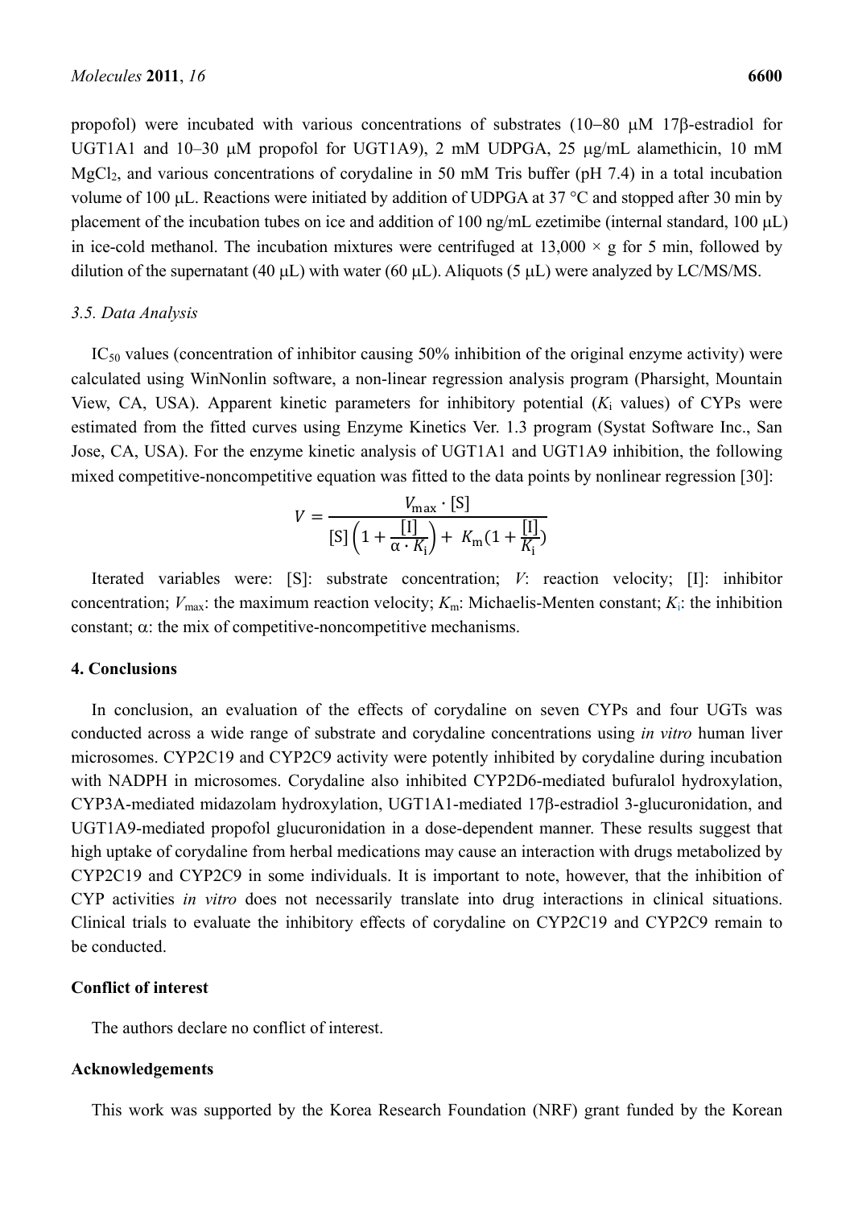propofol) were incubated with various concentrations of substrates (10–80 μM 17β-estradiol for UGT1A1 and 10–30 μM propofol for UGT1A9), 2 mM UDPGA, 25 μg/mL alamethicin, 10 mM $MgCl_2$, and various concentrations of corydaline in 50 mM Tris buffer (pH 7.4) in a total incubation volume of 100 μL. Reactions were initiated by addition of UDPGA at 37 °C and stopped after 30 min by placement of the incubation tubes on ice and addition of 100 ng/mL ezetimibe (internal standard, 100 μL) in ice-cold methanol. The incubation mixtures were centrifuged at 13,000 × g for 5 min, followed by dilution of the supernatant (40 μL) with water (60 μL). Aliquots (5 μL) were analyzed by LC/MS/MS.

### *3.5. Data Analysis*

$IC_{50}$ values (concentration of inhibitor causing 50% inhibition of the original enzyme activity) were calculated using WinNonlin software, a non-linear regression analysis program (Pharsight, Mountain View, CA, USA). Apparent kinetic parameters for inhibitory potential ($K_i$ values) of CYPs were estimated from the fitted curves using Enzyme Kinetics Ver. 1.3 program (Systat Software Inc., San Jose, CA, USA). For the enzyme kinetic analysis of UGT1A1 and UGT1A9 inhibition, the following mixed competitive-noncompetitive equation was fitted to the data points by nonlinear regression [30]:

$$V = \frac{V_{\max} \cdot [S]}{[S]\left(1 + \frac{[I]}{\alpha \cdot K_i}\right) + K_m\left(1 + \frac{[I]}{K_i}\right)}$$

Iterated variables were: [S]: substrate concentration; $V$: reaction velocity; [I]: inhibitor concentration; $V_{\max}$: the maximum reaction velocity; $K_m$: Michaelis-Menten constant; $K_i$: the inhibition constant; α: the mix of competitive-noncompetitive mechanisms.

## 4. Conclusions

In conclusion, an evaluation of the effects of corydaline on seven CYPs and four UGTs was conducted across a wide range of substrate and corydaline concentrations using *in vitro* human liver microsomes. CYP2C19 and CYP2C9 activity were potently inhibited by corydaline during incubation with NADPH in microsomes. Corydaline also inhibited CYP2D6-mediated bufuralol hydroxylation, CYP3A-mediated midazolam hydroxylation, UGT1A1-mediated 17β-estradiol 3-glucuronidation, and UGT1A9-mediated propofol glucuronidation in a dose-dependent manner. These results suggest that high uptake of corydaline from herbal medications may cause an interaction with drugs metabolized by CYP2C19 and CYP2C9 in some individuals. It is important to note, however, that the inhibition of CYP activities *in vitro* does not necessarily translate into drug interactions in clinical situations. Clinical trials to evaluate the inhibitory effects of corydaline on CYP2C19 and CYP2C9 remain to be conducted.

## Conflict of interest

The authors declare no conflict of interest.

## Acknowledgements

This work was supported by the Korea Research Foundation (NRF) grant funded by the Korean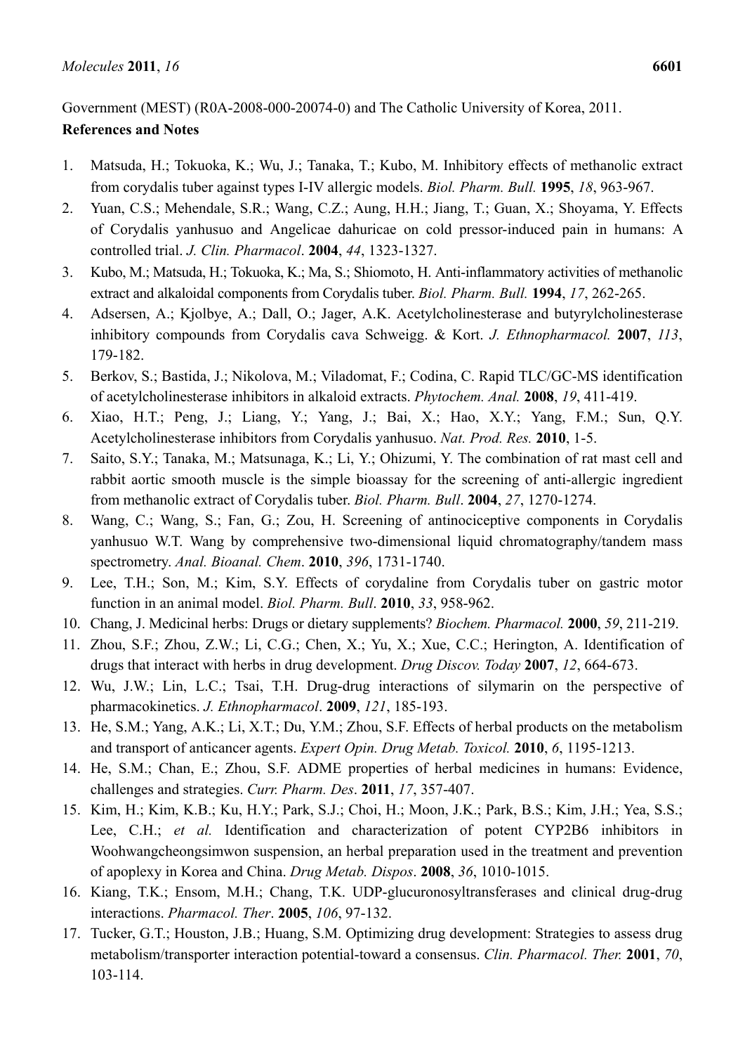Government (MEST) (R0A-2008-000-20074-0) and The Catholic University of Korea, 2011.

**References and Notes**

1. Matsuda, H.; Tokuoka, K.; Wu, J.; Tanaka, T.; Kubo, M. Inhibitory effects of methanolic extract from corydalis tuber against types I-IV allergic models. *Biol. Pharm. Bull.* **1995**, *18*, 963-967.
2. Yuan, C.S.; Mehendale, S.R.; Wang, C.Z.; Aung, H.H.; Jiang, T.; Guan, X.; Shoyama, Y. Effects of Corydalis yanhusuo and Angelicae dahuricae on cold pressor-induced pain in humans: A controlled trial. *J. Clin. Pharmacol*. **2004**, *44*, 1323-1327.
3. Kubo, M.; Matsuda, H.; Tokuoka, K.; Ma, S.; Shiomoto, H. Anti-inflammatory activities of methanolic extract and alkaloidal components from Corydalis tuber. *Biol. Pharm. Bull.* **1994**, *17*, 262-265.
4. Adsersen, A.; Kjolbye, A.; Dall, O.; Jager, A.K. Acetylcholinesterase and butyrylcholinesterase inhibitory compounds from Corydalis cava Schweigg. & Kort. *J. Ethnopharmacol.* **2007**, *113*, 179-182.
5. Berkov, S.; Bastida, J.; Nikolova, M.; Viladomat, F.; Codina, C. Rapid TLC/GC-MS identification of acetylcholinesterase inhibitors in alkaloid extracts. *Phytochem. Anal.* **2008**, *19*, 411-419.
6. Xiao, H.T.; Peng, J.; Liang, Y.; Yang, J.; Bai, X.; Hao, X.Y.; Yang, F.M.; Sun, Q.Y. Acetylcholinesterase inhibitors from Corydalis yanhusuo. *Nat. Prod. Res.* **2010**, 1-5.
7. Saito, S.Y.; Tanaka, M.; Matsunaga, K.; Li, Y.; Ohizumi, Y. The combination of rat mast cell and rabbit aortic smooth muscle is the simple bioassay for the screening of anti-allergic ingredient from methanolic extract of Corydalis tuber. *Biol. Pharm. Bull*. **2004**, *27*, 1270-1274.
8. Wang, C.; Wang, S.; Fan, G.; Zou, H. Screening of antinociceptive components in Corydalis yanhusuo W.T. Wang by comprehensive two-dimensional liquid chromatography/tandem mass spectrometry. *Anal. Bioanal. Chem*. **2010**, *396*, 1731-1740.
9. Lee, T.H.; Son, M.; Kim, S.Y. Effects of corydaline from Corydalis tuber on gastric motor function in an animal model. *Biol. Pharm. Bull*. **2010**, *33*, 958-962.
10. Chang, J. Medicinal herbs: Drugs or dietary supplements? *Biochem. Pharmacol.* **2000**, *59*, 211-219.
11. Zhou, S.F.; Zhou, Z.W.; Li, C.G.; Chen, X.; Yu, X.; Xue, C.C.; Herington, A. Identification of drugs that interact with herbs in drug development. *Drug Discov. Today* **2007**, *12*, 664-673.
12. Wu, J.W.; Lin, L.C.; Tsai, T.H. Drug-drug interactions of silymarin on the perspective of pharmacokinetics. *J. Ethnopharmacol*. **2009**, *121*, 185-193.
13. He, S.M.; Yang, A.K.; Li, X.T.; Du, Y.M.; Zhou, S.F. Effects of herbal products on the metabolism and transport of anticancer agents. *Expert Opin. Drug Metab. Toxicol.* **2010**, *6*, 1195-1213.
14. He, S.M.; Chan, E.; Zhou, S.F. ADME properties of herbal medicines in humans: Evidence, challenges and strategies. *Curr. Pharm. Des*. **2011**, *17*, 357-407.
15. Kim, H.; Kim, K.B.; Ku, H.Y.; Park, S.J.; Choi, H.; Moon, J.K.; Park, B.S.; Kim, J.H.; Yea, S.S.; Lee, C.H.; *et al.* Identification and characterization of potent CYP2B6 inhibitors in Woohwangcheongsimwon suspension, an herbal preparation used in the treatment and prevention of apoplexy in Korea and China. *Drug Metab. Dispos*. **2008**, *36*, 1010-1015.
16. Kiang, T.K.; Ensom, M.H.; Chang, T.K. UDP-glucuronosyltransferases and clinical drug-drug interactions. *Pharmacol. Ther*. **2005**, *106*, 97-132.
17. Tucker, G.T.; Houston, J.B.; Huang, S.M. Optimizing drug development: Strategies to assess drug metabolism/transporter interaction potential-toward a consensus. *Clin. Pharmacol. Ther.* **2001**, *70*, 103-114.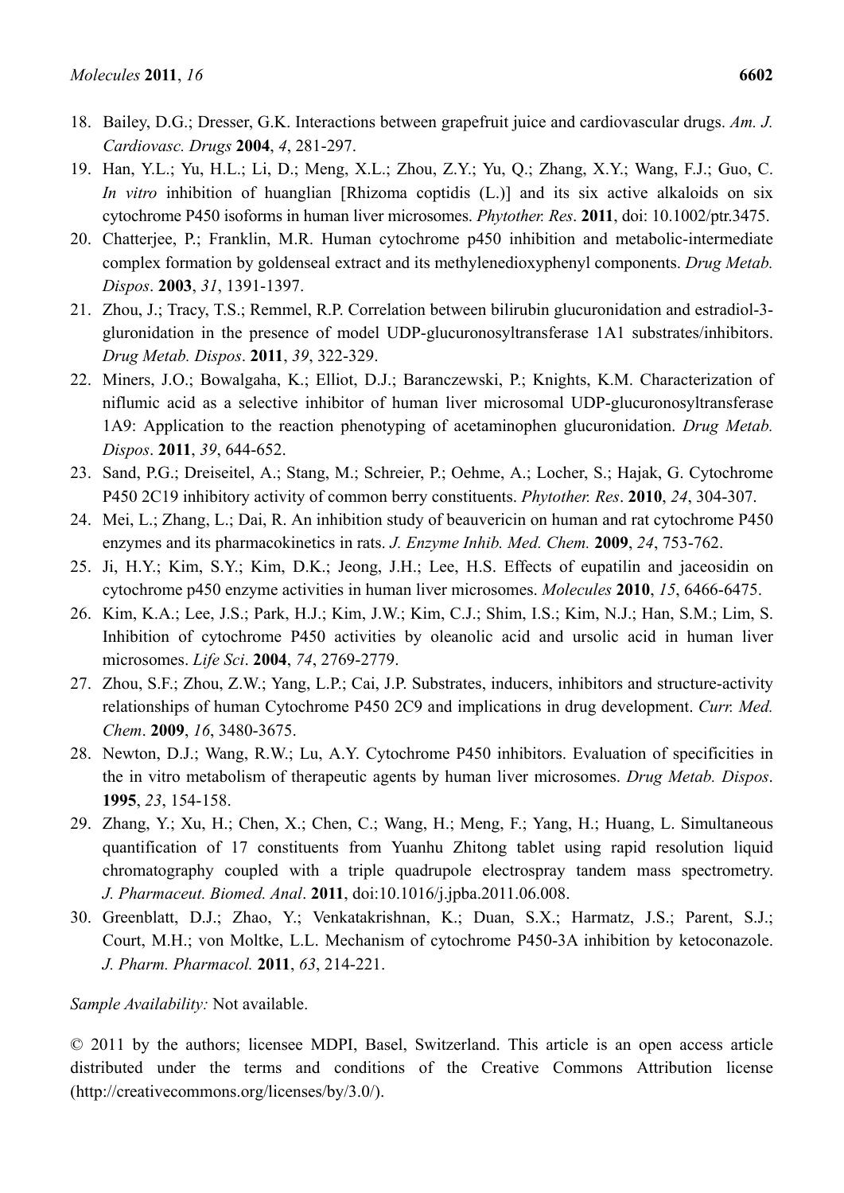18. Bailey, D.G.; Dresser, G.K. Interactions between grapefruit juice and cardiovascular drugs. *Am. J. Cardiovasc. Drugs* **2004**, *4*, 281-297.
19. Han, Y.L.; Yu, H.L.; Li, D.; Meng, X.L.; Zhou, Z.Y.; Yu, Q.; Zhang, X.Y.; Wang, F.J.; Guo, C. *In vitro* inhibition of huanglian [Rhizoma coptidis (L.)] and its six active alkaloids on six cytochrome P450 isoforms in human liver microsomes. *Phytother. Res*. **2011**, doi: 10.1002/ptr.3475.
20. Chatterjee, P.; Franklin, M.R. Human cytochrome p450 inhibition and metabolic-intermediate complex formation by goldenseal extract and its methylenedioxyphenyl components. *Drug Metab. Dispos*. **2003**, *31*, 1391-1397.
21. Zhou, J.; Tracy, T.S.; Remmel, R.P. Correlation between bilirubin glucuronidation and estradiol-3-gluronidation in the presence of model UDP-glucuronosyltransferase 1A1 substrates/inhibitors. *Drug Metab. Dispos*. **2011**, *39*, 322-329.
22. Miners, J.O.; Bowalgaha, K.; Elliot, D.J.; Baranczewski, P.; Knights, K.M. Characterization of niflumic acid as a selective inhibitor of human liver microsomal UDP-glucuronosyltransferase 1A9: Application to the reaction phenotyping of acetaminophen glucuronidation. *Drug Metab. Dispos*. **2011**, *39*, 644-652.
23. Sand, P.G.; Dreiseitel, A.; Stang, M.; Schreier, P.; Oehme, A.; Locher, S.; Hajak, G. Cytochrome P450 2C19 inhibitory activity of common berry constituents. *Phytother. Res*. **2010**, *24*, 304-307.
24. Mei, L.; Zhang, L.; Dai, R. An inhibition study of beauvericin on human and rat cytochrome P450 enzymes and its pharmacokinetics in rats. *J. Enzyme Inhib. Med. Chem.* **2009**, *24*, 753-762.
25. Ji, H.Y.; Kim, S.Y.; Kim, D.K.; Jeong, J.H.; Lee, H.S. Effects of eupatilin and jaceosidin on cytochrome p450 enzyme activities in human liver microsomes. *Molecules* **2010**, *15*, 6466-6475.
26. Kim, K.A.; Lee, J.S.; Park, H.J.; Kim, J.W.; Kim, C.J.; Shim, I.S.; Kim, N.J.; Han, S.M.; Lim, S. Inhibition of cytochrome P450 activities by oleanolic acid and ursolic acid in human liver microsomes. *Life Sci*. **2004**, *74*, 2769-2779.
27. Zhou, S.F.; Zhou, Z.W.; Yang, L.P.; Cai, J.P. Substrates, inducers, inhibitors and structure-activity relationships of human Cytochrome P450 2C9 and implications in drug development. *Curr. Med. Chem*. **2009**, *16*, 3480-3675.
28. Newton, D.J.; Wang, R.W.; Lu, A.Y. Cytochrome P450 inhibitors. Evaluation of specificities in the in vitro metabolism of therapeutic agents by human liver microsomes. *Drug Metab. Dispos*. **1995**, *23*, 154-158.
29. Zhang, Y.; Xu, H.; Chen, X.; Chen, C.; Wang, H.; Meng, F.; Yang, H.; Huang, L. Simultaneous quantification of 17 constituents from Yuanhu Zhitong tablet using rapid resolution liquid chromatography coupled with a triple quadrupole electrospray tandem mass spectrometry. *J. Pharmaceut. Biomed. Anal*. **2011**, doi:10.1016/j.jpba.2011.06.008.
30. Greenblatt, D.J.; Zhao, Y.; Venkatakrishnan, K.; Duan, S.X.; Harmatz, J.S.; Parent, S.J.; Court, M.H.; von Moltke, L.L. Mechanism of cytochrome P450-3A inhibition by ketoconazole. *J. Pharm. Pharmacol.* **2011**, *63*, 214-221.

*Sample Availability:* Not available.

© 2011 by the authors; licensee MDPI, Basel, Switzerland. This article is an open access article distributed under the terms and conditions of the Creative Commons Attribution license (http://creativecommons.org/licenses/by/3.0/).